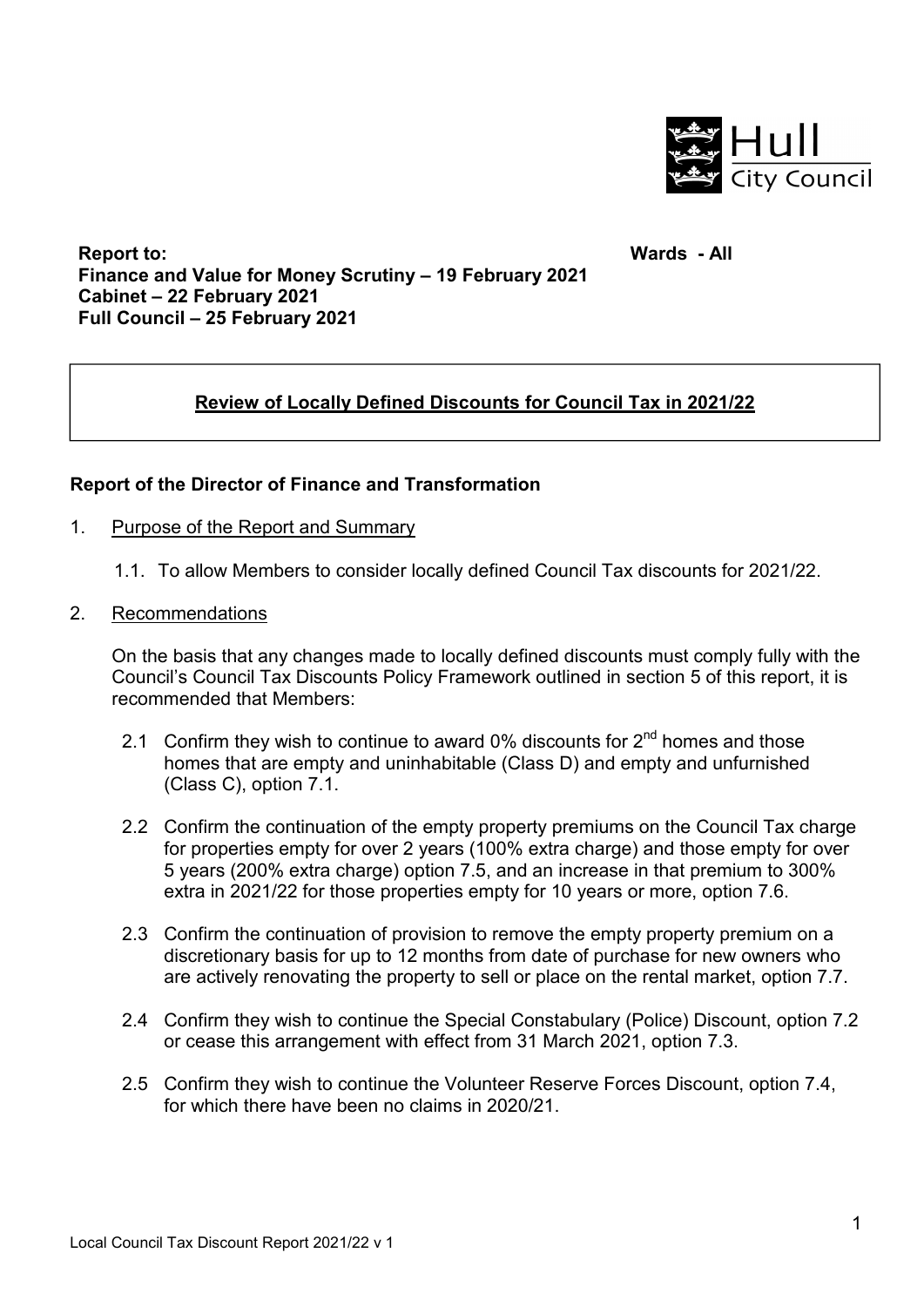Hull City Council

**Report to:** **Wards - All**
**Finance and Value for Money Scrutiny – 19 February 2021**
**Cabinet – 22 February 2021**
**Full Council – 25 February 2021**

**Review of Locally Defined Discounts for Council Tax in 2021/22**

**Report of the Director of Finance and Transformation**

1. Purpose of the Report and Summary

   1.1. To allow Members to consider locally defined Council Tax discounts for 2021/22.

2. Recommendations

   On the basis that any changes made to locally defined discounts must comply fully with the Council's Council Tax Discounts Policy Framework outlined in section 5 of this report, it is recommended that Members:

   2.1 Confirm they wish to continue to award 0% discounts for 2nd homes and those homes that are empty and uninhabitable (Class D) and empty and unfurnished (Class C), option 7.1.

   2.2 Confirm the continuation of the empty property premiums on the Council Tax charge for properties empty for over 2 years (100% extra charge) and those empty for over 5 years (200% extra charge) option 7.5, and an increase in that premium to 300% extra in 2021/22 for those properties empty for 10 years or more, option 7.6.

   2.3 Confirm the continuation of provision to remove the empty property premium on a discretionary basis for up to 12 months from date of purchase for new owners who are actively renovating the property to sell or place on the rental market, option 7.7.

   2.4 Confirm they wish to continue the Special Constabulary (Police) Discount, option 7.2 or cease this arrangement with effect from 31 March 2021, option 7.3.

   2.5 Confirm they wish to continue the Volunteer Reserve Forces Discount, option 7.4, for which there have been no claims in 2020/21.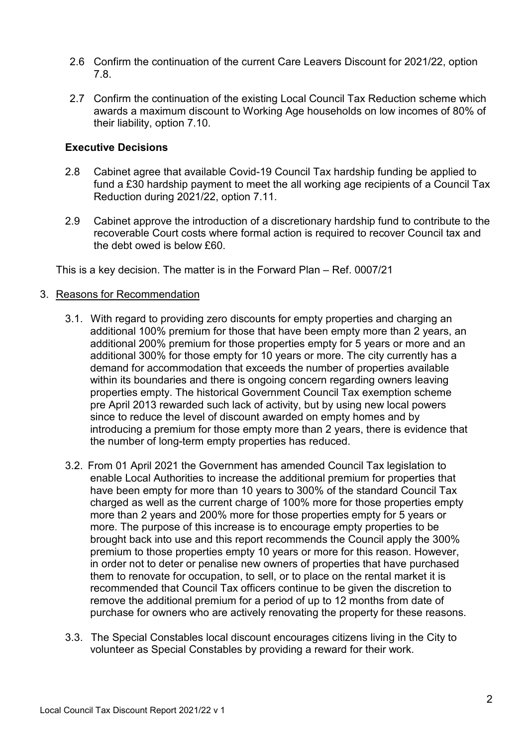2.6 Confirm the continuation of the current Care Leavers Discount for 2021/22, option 7.8.

2.7 Confirm the continuation of the existing Local Council Tax Reduction scheme which awards a maximum discount to Working Age households on low incomes of 80% of their liability, option 7.10.

**Executive Decisions**

2.8 Cabinet agree that available Covid-19 Council Tax hardship funding be applied to fund a £30 hardship payment to meet the all working age recipients of a Council Tax Reduction during 2021/22, option 7.11.

2.9 Cabinet approve the introduction of a discretionary hardship fund to contribute to the recoverable Court costs where formal action is required to recover Council tax and the debt owed is below £60.

This is a key decision. The matter is in the Forward Plan – Ref. 0007/21

3. Reasons for Recommendation

3.1. With regard to providing zero discounts for empty properties and charging an additional 100% premium for those that have been empty more than 2 years, an additional 200% premium for those properties empty for 5 years or more and an additional 300% for those empty for 10 years or more. The city currently has a demand for accommodation that exceeds the number of properties available within its boundaries and there is ongoing concern regarding owners leaving properties empty. The historical Government Council Tax exemption scheme pre April 2013 rewarded such lack of activity, but by using new local powers since to reduce the level of discount awarded on empty homes and by introducing a premium for those empty more than 2 years, there is evidence that the number of long-term empty properties has reduced.

3.2. From 01 April 2021 the Government has amended Council Tax legislation to enable Local Authorities to increase the additional premium for properties that have been empty for more than 10 years to 300% of the standard Council Tax charged as well as the current charge of 100% more for those properties empty more than 2 years and 200% more for those properties empty for 5 years or more. The purpose of this increase is to encourage empty properties to be brought back into use and this report recommends the Council apply the 300% premium to those properties empty 10 years or more for this reason. However, in order not to deter or penalise new owners of properties that have purchased them to renovate for occupation, to sell, or to place on the rental market it is recommended that Council Tax officers continue to be given the discretion to remove the additional premium for a period of up to 12 months from date of purchase for owners who are actively renovating the property for these reasons.

3.3. The Special Constables local discount encourages citizens living in the City to volunteer as Special Constables by providing a reward for their work.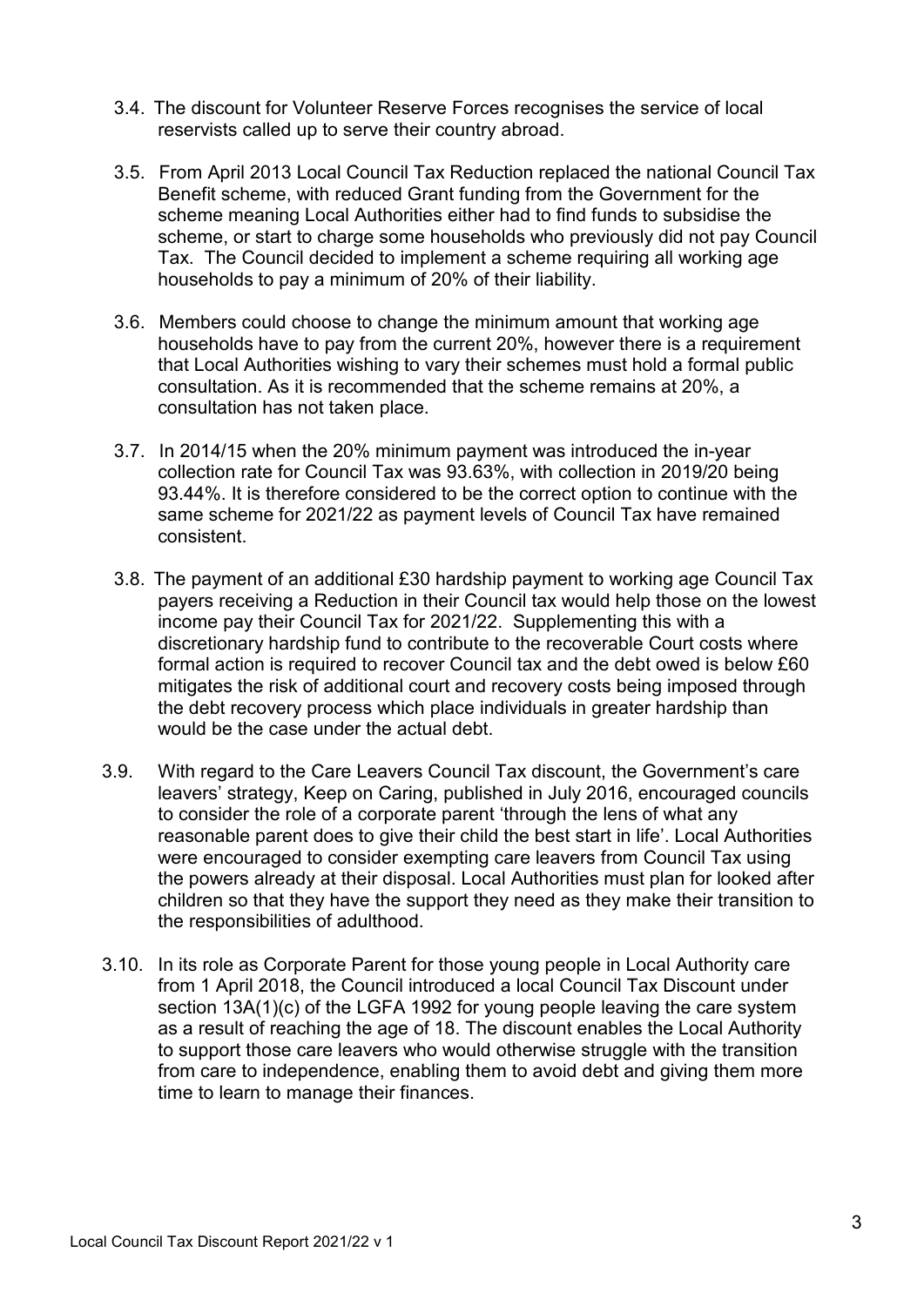3.4. The discount for Volunteer Reserve Forces recognises the service of local reservists called up to serve their country abroad.

3.5. From April 2013 Local Council Tax Reduction replaced the national Council Tax Benefit scheme, with reduced Grant funding from the Government for the scheme meaning Local Authorities either had to find funds to subsidise the scheme, or start to charge some households who previously did not pay Council Tax. The Council decided to implement a scheme requiring all working age households to pay a minimum of 20% of their liability.

3.6. Members could choose to change the minimum amount that working age households have to pay from the current 20%, however there is a requirement that Local Authorities wishing to vary their schemes must hold a formal public consultation. As it is recommended that the scheme remains at 20%, a consultation has not taken place.

3.7. In 2014/15 when the 20% minimum payment was introduced the in-year collection rate for Council Tax was 93.63%, with collection in 2019/20 being 93.44%. It is therefore considered to be the correct option to continue with the same scheme for 2021/22 as payment levels of Council Tax have remained consistent.

3.8. The payment of an additional £30 hardship payment to working age Council Tax payers receiving a Reduction in their Council tax would help those on the lowest income pay their Council Tax for 2021/22. Supplementing this with a discretionary hardship fund to contribute to the recoverable Court costs where formal action is required to recover Council tax and the debt owed is below £60 mitigates the risk of additional court and recovery costs being imposed through the debt recovery process which place individuals in greater hardship than would be the case under the actual debt.

3.9. With regard to the Care Leavers Council Tax discount, the Government's care leavers' strategy, Keep on Caring, published in July 2016, encouraged councils to consider the role of a corporate parent 'through the lens of what any reasonable parent does to give their child the best start in life'. Local Authorities were encouraged to consider exempting care leavers from Council Tax using the powers already at their disposal. Local Authorities must plan for looked after children so that they have the support they need as they make their transition to the responsibilities of adulthood.

3.10. In its role as Corporate Parent for those young people in Local Authority care from 1 April 2018, the Council introduced a local Council Tax Discount under section 13A(1)(c) of the LGFA 1992 for young people leaving the care system as a result of reaching the age of 18. The discount enables the Local Authority to support those care leavers who would otherwise struggle with the transition from care to independence, enabling them to avoid debt and giving them more time to learn to manage their finances.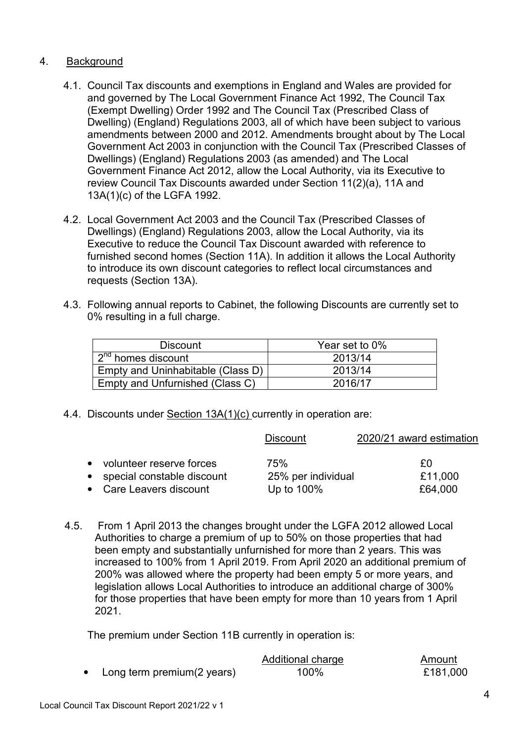## 4. Background

4.1. Council Tax discounts and exemptions in England and Wales are provided for and governed by The Local Government Finance Act 1992, The Council Tax (Exempt Dwelling) Order 1992 and The Council Tax (Prescribed Class of Dwelling) (England) Regulations 2003, all of which have been subject to various amendments between 2000 and 2012. Amendments brought about by The Local Government Act 2003 in conjunction with the Council Tax (Prescribed Classes of Dwellings) (England) Regulations 2003 (as amended) and The Local Government Finance Act 2012, allow the Local Authority, via its Executive to review Council Tax Discounts awarded under Section 11(2)(a), 11A and 13A(1)(c) of the LGFA 1992.

4.2. Local Government Act 2003 and the Council Tax (Prescribed Classes of Dwellings) (England) Regulations 2003, allow the Local Authority, via its Executive to reduce the Council Tax Discount awarded with reference to furnished second homes (Section 11A). In addition it allows the Local Authority to introduce its own discount categories to reflect local circumstances and requests (Section 13A).

4.3. Following annual reports to Cabinet, the following Discounts are currently set to 0% resulting in a full charge.

| Discount | Year set to 0% |
|---|---|
| 2nd homes discount | 2013/14 |
| Empty and Uninhabitable (Class D) | 2013/14 |
| Empty and Unfurnished (Class C) | 2016/17 |

4.4. Discounts under Section 13A(1)(c) currently in operation are:

| | Discount | 2020/21 award estimation |
|---|---|---|
| • volunteer reserve forces | 75% | £0 |
| • special constable discount | 25% per individual | £11,000 |
| • Care Leavers discount | Up to 100% | £64,000 |

4.5. From 1 April 2013 the changes brought under the LGFA 2012 allowed Local Authorities to charge a premium of up to 50% on those properties that had been empty and substantially unfurnished for more than 2 years. This was increased to 100% from 1 April 2019. From April 2020 an additional premium of 200% was allowed where the property had been empty 5 or more years, and legislation allows Local Authorities to introduce an additional charge of 300% for those properties that have been empty for more than 10 years from 1 April 2021.

The premium under Section 11B currently in operation is:

| | Additional charge | Amount |
|---|---|---|
| • Long term premium(2 years) | 100% | £181,000 |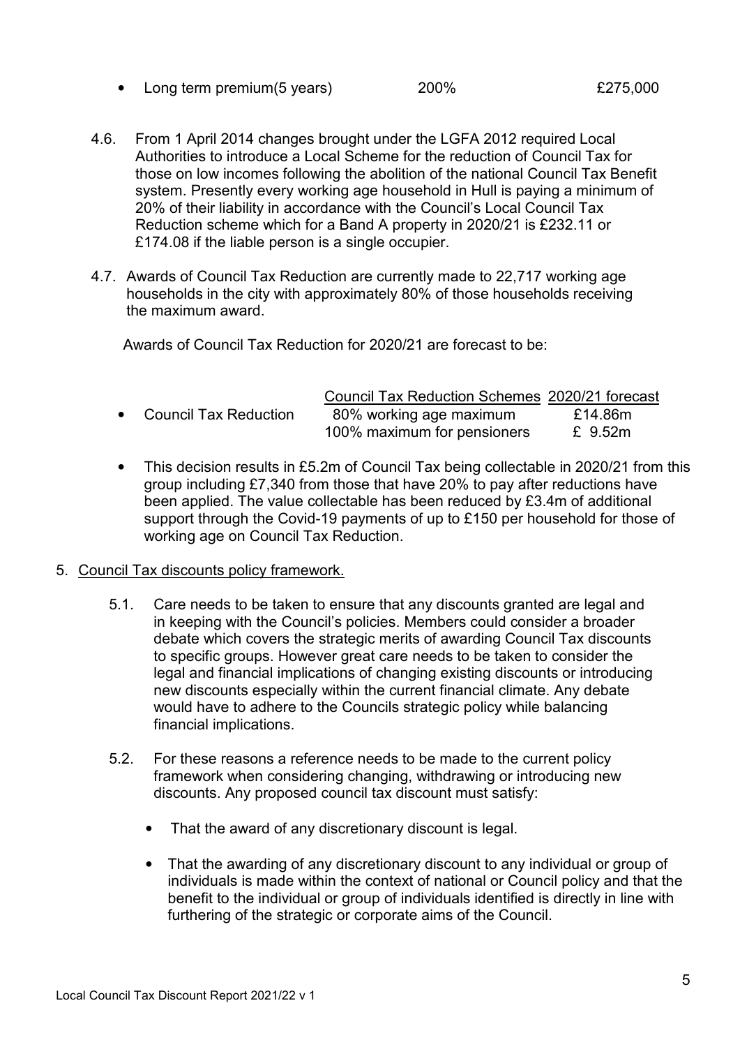- Long term premium(5 years) 200% £275,000

4.6. From 1 April 2014 changes brought under the LGFA 2012 required Local Authorities to introduce a Local Scheme for the reduction of Council Tax for those on low incomes following the abolition of the national Council Tax Benefit system. Presently every working age household in Hull is paying a minimum of 20% of their liability in accordance with the Council's Local Council Tax Reduction scheme which for a Band A property in 2020/21 is £232.11 or £174.08 if the liable person is a single occupier.

4.7. Awards of Council Tax Reduction are currently made to 22,717 working age households in the city with approximately 80% of those households receiving the maximum award.

Awards of Council Tax Reduction for 2020/21 are forecast to be:

| | Council Tax Reduction Schemes | 2020/21 forecast |
|---|---|---|
| • Council Tax Reduction | 80% working age maximum | £14.86m |
| | 100% maximum for pensioners | £ 9.52m |

- This decision results in £5.2m of Council Tax being collectable in 2020/21 from this group including £7,340 from those that have 20% to pay after reductions have been applied. The value collectable has been reduced by £3.4m of additional support through the Covid-19 payments of up to £150 per household for those of working age on Council Tax Reduction.

5. Council Tax discounts policy framework.

5.1. Care needs to be taken to ensure that any discounts granted are legal and in keeping with the Council's policies. Members could consider a broader debate which covers the strategic merits of awarding Council Tax discounts to specific groups. However great care needs to be taken to consider the legal and financial implications of changing existing discounts or introducing new discounts especially within the current financial climate. Any debate would have to adhere to the Councils strategic policy while balancing financial implications.

5.2. For these reasons a reference needs to be made to the current policy framework when considering changing, withdrawing or introducing new discounts. Any proposed council tax discount must satisfy:

- That the award of any discretionary discount is legal.
- That the awarding of any discretionary discount to any individual or group of individuals is made within the context of national or Council policy and that the benefit to the individual or group of individuals identified is directly in line with furthering of the strategic or corporate aims of the Council.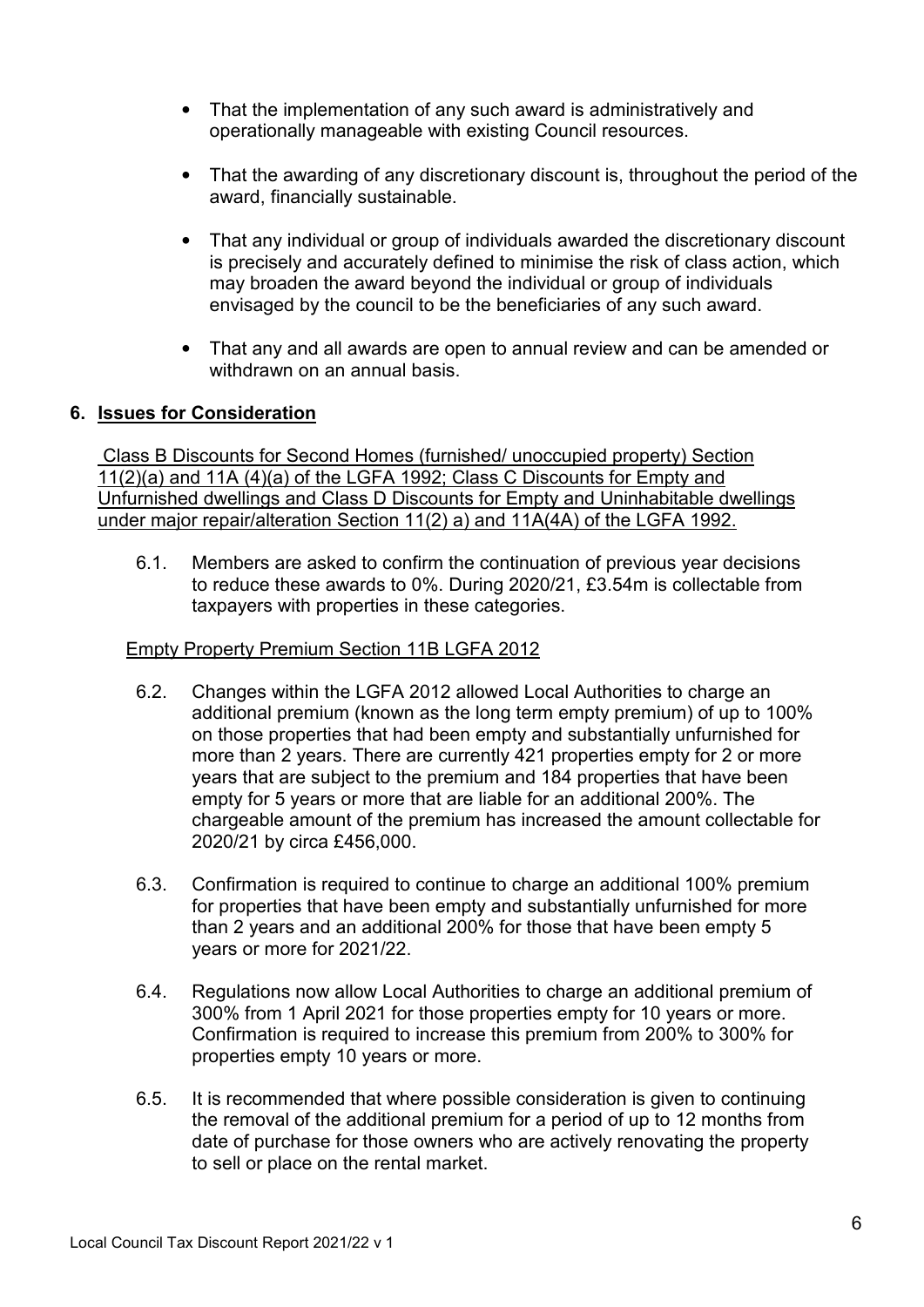- That the implementation of any such award is administratively and operationally manageable with existing Council resources.
- That the awarding of any discretionary discount is, throughout the period of the award, financially sustainable.
- That any individual or group of individuals awarded the discretionary discount is precisely and accurately defined to minimise the risk of class action, which may broaden the award beyond the individual or group of individuals envisaged by the council to be the beneficiaries of any such award.
- That any and all awards are open to annual review and can be amended or withdrawn on an annual basis.

## 6. Issues for Consideration

Class B Discounts for Second Homes (furnished/ unoccupied property) Section 11(2)(a) and 11A (4)(a) of the LGFA 1992; Class C Discounts for Empty and Unfurnished dwellings and Class D Discounts for Empty and Uninhabitable dwellings under major repair/alteration Section 11(2) a) and 11A(4A) of the LGFA 1992.

6.1. Members are asked to confirm the continuation of previous year decisions to reduce these awards to 0%. During 2020/21, £3.54m is collectable from taxpayers with properties in these categories.

Empty Property Premium Section 11B LGFA 2012

6.2. Changes within the LGFA 2012 allowed Local Authorities to charge an additional premium (known as the long term empty premium) of up to 100% on those properties that had been empty and substantially unfurnished for more than 2 years. There are currently 421 properties empty for 2 or more years that are subject to the premium and 184 properties that have been empty for 5 years or more that are liable for an additional 200%. The chargeable amount of the premium has increased the amount collectable for 2020/21 by circa £456,000.

6.3. Confirmation is required to continue to charge an additional 100% premium for properties that have been empty and substantially unfurnished for more than 2 years and an additional 200% for those that have been empty 5 years or more for 2021/22.

6.4. Regulations now allow Local Authorities to charge an additional premium of 300% from 1 April 2021 for those properties empty for 10 years or more. Confirmation is required to increase this premium from 200% to 300% for properties empty 10 years or more.

6.5. It is recommended that where possible consideration is given to continuing the removal of the additional premium for a period of up to 12 months from date of purchase for those owners who are actively renovating the property to sell or place on the rental market.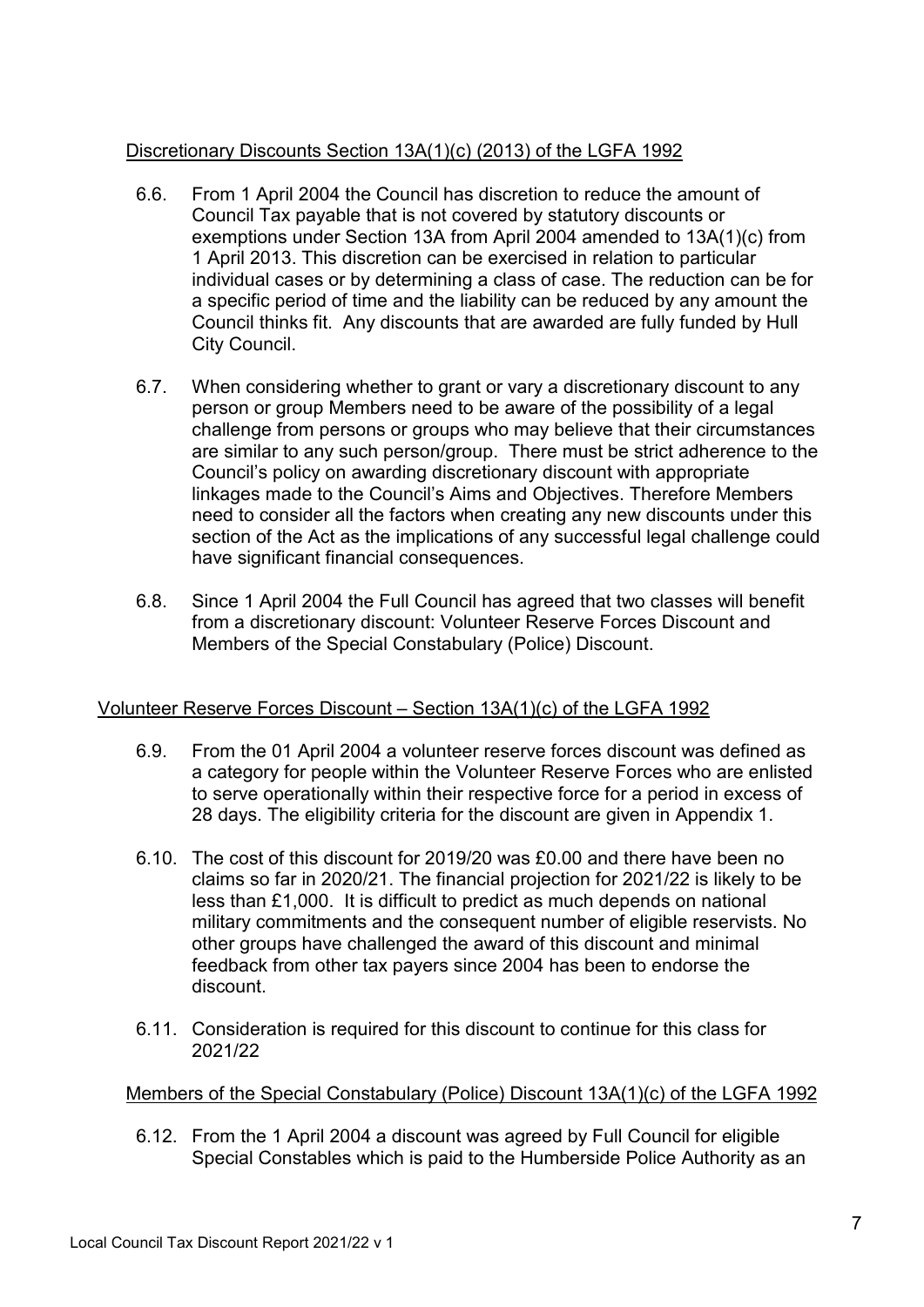Discretionary Discounts Section 13A(1)(c) (2013) of the LGFA 1992

6.6. From 1 April 2004 the Council has discretion to reduce the amount of Council Tax payable that is not covered by statutory discounts or exemptions under Section 13A from April 2004 amended to 13A(1)(c) from 1 April 2013. This discretion can be exercised in relation to particular individual cases or by determining a class of case. The reduction can be for a specific period of time and the liability can be reduced by any amount the Council thinks fit. Any discounts that are awarded are fully funded by Hull City Council.

6.7. When considering whether to grant or vary a discretionary discount to any person or group Members need to be aware of the possibility of a legal challenge from persons or groups who may believe that their circumstances are similar to any such person/group. There must be strict adherence to the Council's policy on awarding discretionary discount with appropriate linkages made to the Council's Aims and Objectives. Therefore Members need to consider all the factors when creating any new discounts under this section of the Act as the implications of any successful legal challenge could have significant financial consequences.

6.8. Since 1 April 2004 the Full Council has agreed that two classes will benefit from a discretionary discount: Volunteer Reserve Forces Discount and Members of the Special Constabulary (Police) Discount.

Volunteer Reserve Forces Discount – Section 13A(1)(c) of the LGFA 1992

6.9. From the 01 April 2004 a volunteer reserve forces discount was defined as a category for people within the Volunteer Reserve Forces who are enlisted to serve operationally within their respective force for a period in excess of 28 days. The eligibility criteria for the discount are given in Appendix 1.

6.10. The cost of this discount for 2019/20 was £0.00 and there have been no claims so far in 2020/21. The financial projection for 2021/22 is likely to be less than £1,000. It is difficult to predict as much depends on national military commitments and the consequent number of eligible reservists. No other groups have challenged the award of this discount and minimal feedback from other tax payers since 2004 has been to endorse the discount.

6.11. Consideration is required for this discount to continue for this class for 2021/22

Members of the Special Constabulary (Police) Discount 13A(1)(c) of the LGFA 1992

6.12. From the 1 April 2004 a discount was agreed by Full Council for eligible Special Constables which is paid to the Humberside Police Authority as an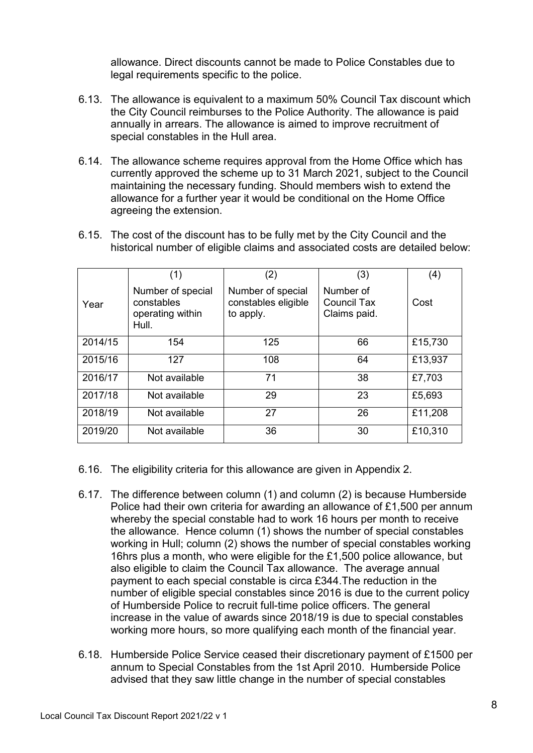allowance. Direct discounts cannot be made to Police Constables due to legal requirements specific to the police.

6.13. The allowance is equivalent to a maximum 50% Council Tax discount which the City Council reimburses to the Police Authority. The allowance is paid annually in arrears. The allowance is aimed to improve recruitment of special constables in the Hull area.

6.14. The allowance scheme requires approval from the Home Office which has currently approved the scheme up to 31 March 2021, subject to the Council maintaining the necessary funding. Should members wish to extend the allowance for a further year it would be conditional on the Home Office agreeing the extension.

6.15. The cost of the discount has to be fully met by the City Council and the historical number of eligible claims and associated costs are detailed below:

| | (1) | (2) | (3) | (4) |
|---|---|---|---|---|
| Year | Number of special constables operating within Hull. | Number of special constables eligible to apply. | Number of Council Tax Claims paid. | Cost |
| 2014/15 | 154 | 125 | 66 | £15,730 |
| 2015/16 | 127 | 108 | 64 | £13,937 |
| 2016/17 | Not available | 71 | 38 | £7,703 |
| 2017/18 | Not available | 29 | 23 | £5,693 |
| 2018/19 | Not available | 27 | 26 | £11,208 |
| 2019/20 | Not available | 36 | 30 | £10,310 |

6.16. The eligibility criteria for this allowance are given in Appendix 2.

6.17. The difference between column (1) and column (2) is because Humberside Police had their own criteria for awarding an allowance of £1,500 per annum whereby the special constable had to work 16 hours per month to receive the allowance. Hence column (1) shows the number of special constables working in Hull; column (2) shows the number of special constables working 16hrs plus a month, who were eligible for the £1,500 police allowance, but also eligible to claim the Council Tax allowance. The average annual payment to each special constable is circa £344.The reduction in the number of eligible special constables since 2016 is due to the current policy of Humberside Police to recruit full-time police officers. The general increase in the value of awards since 2018/19 is due to special constables working more hours, so more qualifying each month of the financial year.

6.18. Humberside Police Service ceased their discretionary payment of £1500 per annum to Special Constables from the 1st April 2010. Humberside Police advised that they saw little change in the number of special constables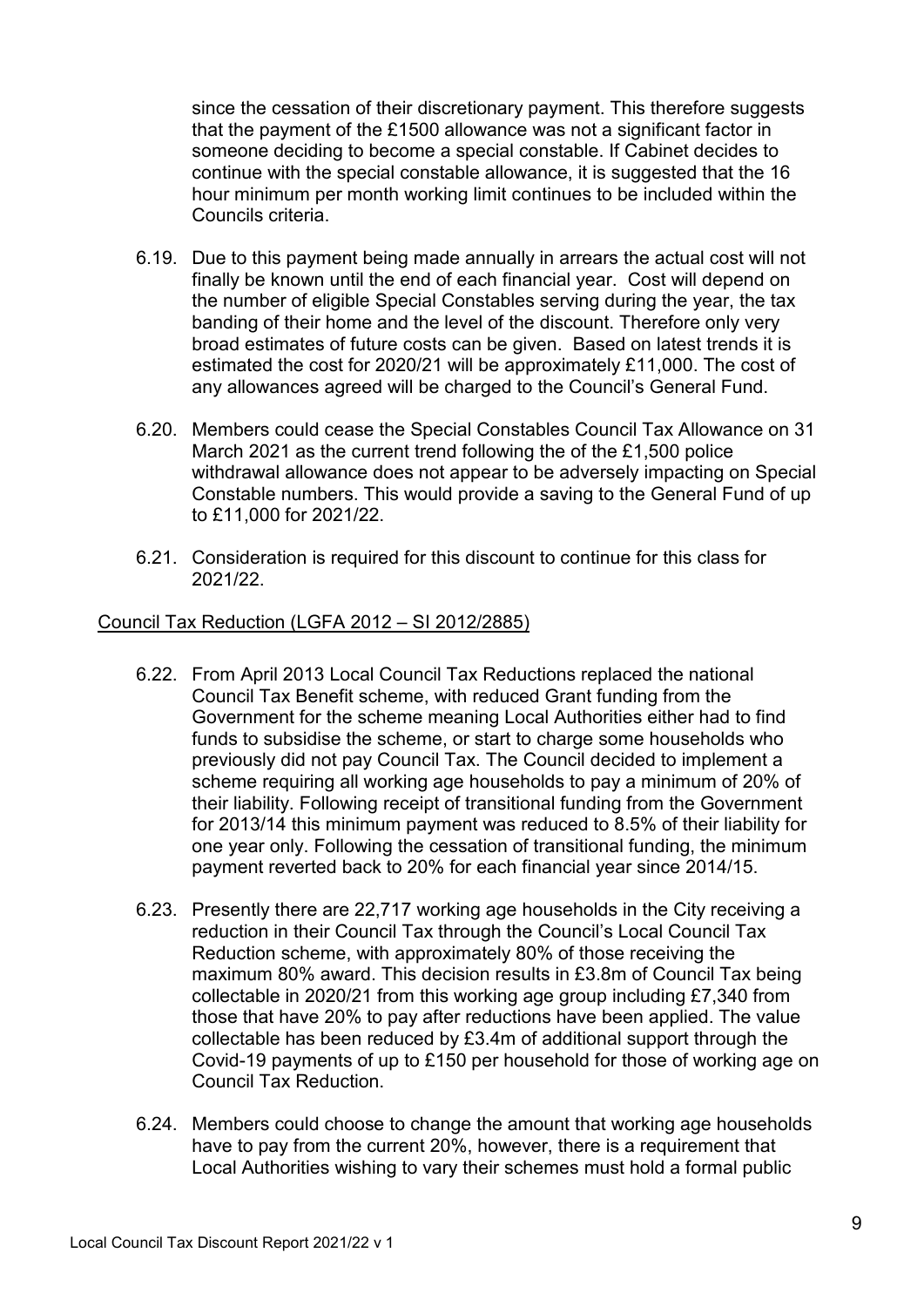since the cessation of their discretionary payment. This therefore suggests that the payment of the £1500 allowance was not a significant factor in someone deciding to become a special constable. If Cabinet decides to continue with the special constable allowance, it is suggested that the 16 hour minimum per month working limit continues to be included within the Councils criteria.

6.19. Due to this payment being made annually in arrears the actual cost will not finally be known until the end of each financial year. Cost will depend on the number of eligible Special Constables serving during the year, the tax banding of their home and the level of the discount. Therefore only very broad estimates of future costs can be given. Based on latest trends it is estimated the cost for 2020/21 will be approximately £11,000. The cost of any allowances agreed will be charged to the Council's General Fund.

6.20. Members could cease the Special Constables Council Tax Allowance on 31 March 2021 as the current trend following the of the £1,500 police withdrawal allowance does not appear to be adversely impacting on Special Constable numbers. This would provide a saving to the General Fund of up to £11,000 for 2021/22.

6.21. Consideration is required for this discount to continue for this class for 2021/22.

<u>Council Tax Reduction (LGFA 2012 – SI 2012/2885)</u>

6.22. From April 2013 Local Council Tax Reductions replaced the national Council Tax Benefit scheme, with reduced Grant funding from the Government for the scheme meaning Local Authorities either had to find funds to subsidise the scheme, or start to charge some households who previously did not pay Council Tax. The Council decided to implement a scheme requiring all working age households to pay a minimum of 20% of their liability. Following receipt of transitional funding from the Government for 2013/14 this minimum payment was reduced to 8.5% of their liability for one year only. Following the cessation of transitional funding, the minimum payment reverted back to 20% for each financial year since 2014/15.

6.23. Presently there are 22,717 working age households in the City receiving a reduction in their Council Tax through the Council's Local Council Tax Reduction scheme, with approximately 80% of those receiving the maximum 80% award. This decision results in £3.8m of Council Tax being collectable in 2020/21 from this working age group including £7,340 from those that have 20% to pay after reductions have been applied. The value collectable has been reduced by £3.4m of additional support through the Covid-19 payments of up to £150 per household for those of working age on Council Tax Reduction.

6.24. Members could choose to change the amount that working age households have to pay from the current 20%, however, there is a requirement that Local Authorities wishing to vary their schemes must hold a formal public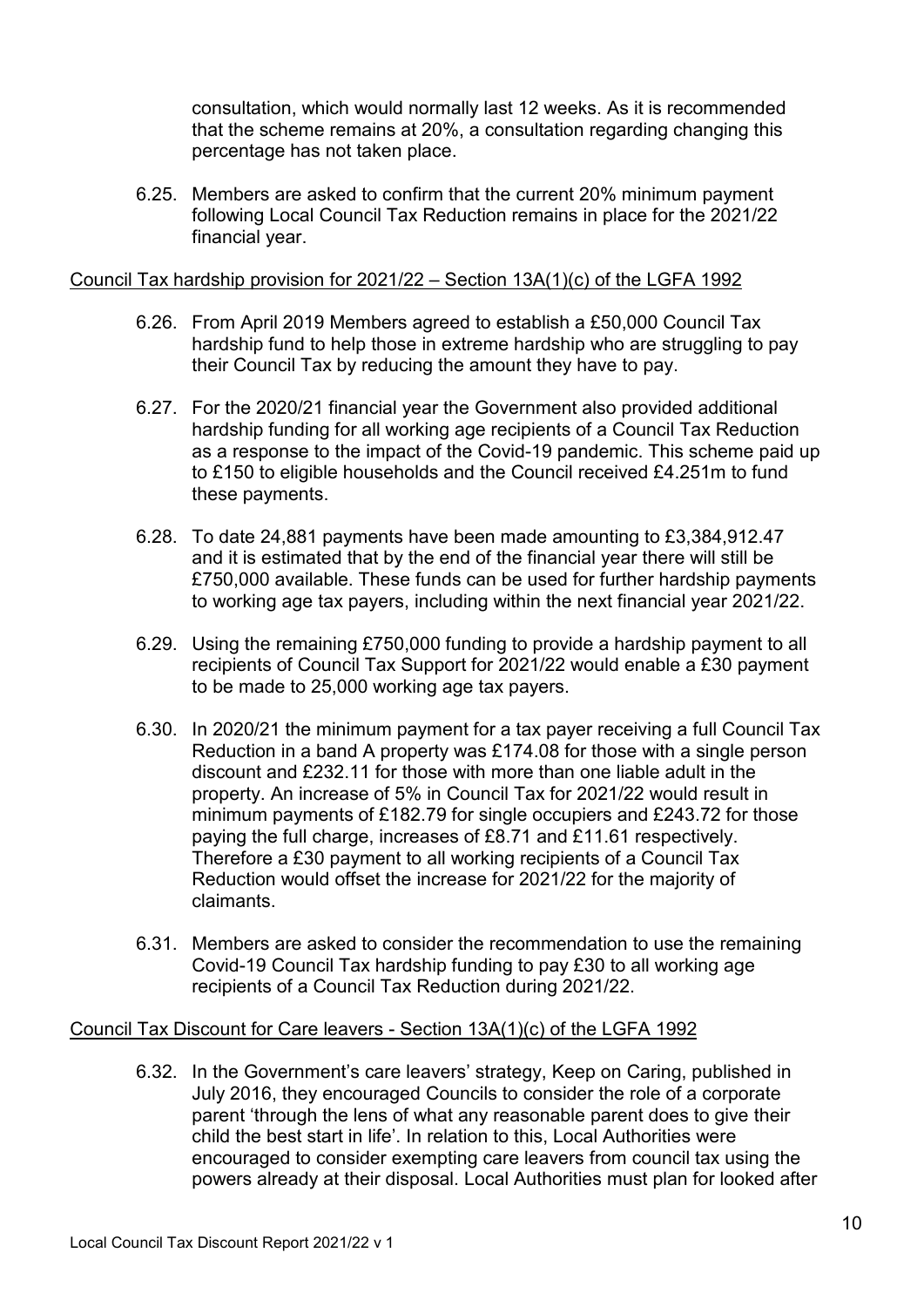consultation, which would normally last 12 weeks. As it is recommended that the scheme remains at 20%, a consultation regarding changing this percentage has not taken place.

6.25. Members are asked to confirm that the current 20% minimum payment following Local Council Tax Reduction remains in place for the 2021/22 financial year.

Council Tax hardship provision for 2021/22 – Section 13A(1)(c) of the LGFA 1992

6.26. From April 2019 Members agreed to establish a £50,000 Council Tax hardship fund to help those in extreme hardship who are struggling to pay their Council Tax by reducing the amount they have to pay.

6.27. For the 2020/21 financial year the Government also provided additional hardship funding for all working age recipients of a Council Tax Reduction as a response to the impact of the Covid-19 pandemic. This scheme paid up to £150 to eligible households and the Council received £4.251m to fund these payments.

6.28. To date 24,881 payments have been made amounting to £3,384,912.47 and it is estimated that by the end of the financial year there will still be £750,000 available. These funds can be used for further hardship payments to working age tax payers, including within the next financial year 2021/22.

6.29. Using the remaining £750,000 funding to provide a hardship payment to all recipients of Council Tax Support for 2021/22 would enable a £30 payment to be made to 25,000 working age tax payers.

6.30. In 2020/21 the minimum payment for a tax payer receiving a full Council Tax Reduction in a band A property was £174.08 for those with a single person discount and £232.11 for those with more than one liable adult in the property. An increase of 5% in Council Tax for 2021/22 would result in minimum payments of £182.79 for single occupiers and £243.72 for those paying the full charge, increases of £8.71 and £11.61 respectively. Therefore a £30 payment to all working recipients of a Council Tax Reduction would offset the increase for 2021/22 for the majority of claimants.

6.31. Members are asked to consider the recommendation to use the remaining Covid-19 Council Tax hardship funding to pay £30 to all working age recipients of a Council Tax Reduction during 2021/22.

Council Tax Discount for Care leavers - Section 13A(1)(c) of the LGFA 1992

6.32. In the Government's care leavers' strategy, Keep on Caring, published in July 2016, they encouraged Councils to consider the role of a corporate parent 'through the lens of what any reasonable parent does to give their child the best start in life'. In relation to this, Local Authorities were encouraged to consider exempting care leavers from council tax using the powers already at their disposal. Local Authorities must plan for looked after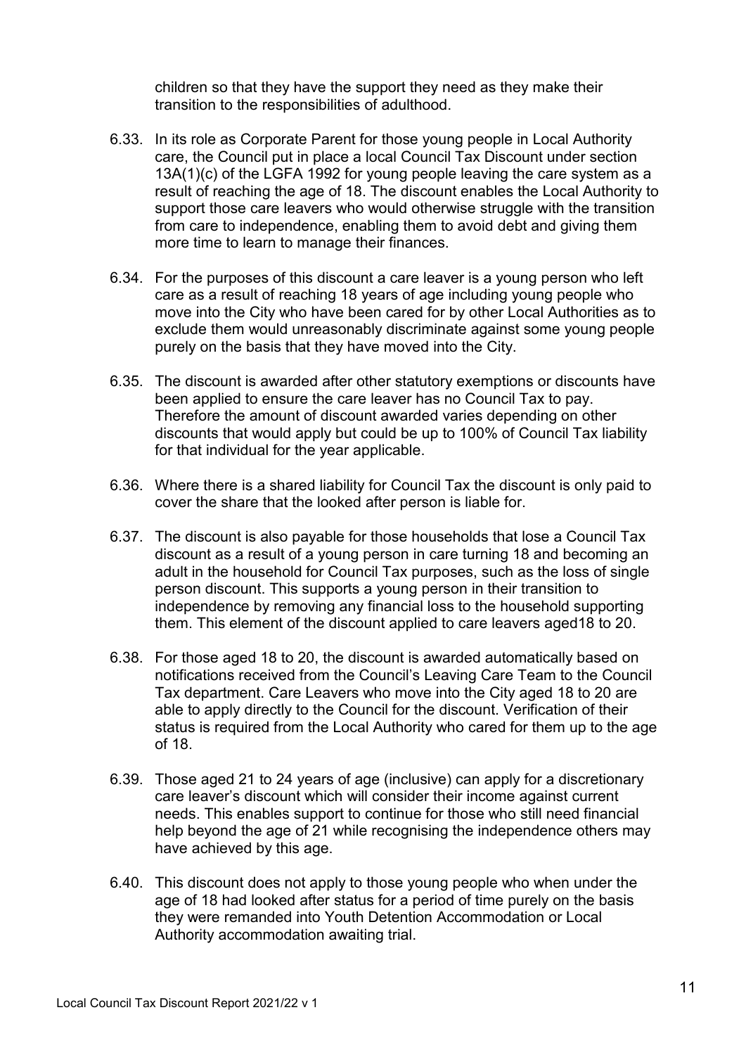children so that they have the support they need as they make their transition to the responsibilities of adulthood.

6.33. In its role as Corporate Parent for those young people in Local Authority care, the Council put in place a local Council Tax Discount under section 13A(1)(c) of the LGFA 1992 for young people leaving the care system as a result of reaching the age of 18. The discount enables the Local Authority to support those care leavers who would otherwise struggle with the transition from care to independence, enabling them to avoid debt and giving them more time to learn to manage their finances.

6.34. For the purposes of this discount a care leaver is a young person who left care as a result of reaching 18 years of age including young people who move into the City who have been cared for by other Local Authorities as to exclude them would unreasonably discriminate against some young people purely on the basis that they have moved into the City.

6.35. The discount is awarded after other statutory exemptions or discounts have been applied to ensure the care leaver has no Council Tax to pay. Therefore the amount of discount awarded varies depending on other discounts that would apply but could be up to 100% of Council Tax liability for that individual for the year applicable.

6.36. Where there is a shared liability for Council Tax the discount is only paid to cover the share that the looked after person is liable for.

6.37. The discount is also payable for those households that lose a Council Tax discount as a result of a young person in care turning 18 and becoming an adult in the household for Council Tax purposes, such as the loss of single person discount. This supports a young person in their transition to independence by removing any financial loss to the household supporting them. This element of the discount applied to care leavers aged18 to 20.

6.38. For those aged 18 to 20, the discount is awarded automatically based on notifications received from the Council's Leaving Care Team to the Council Tax department. Care Leavers who move into the City aged 18 to 20 are able to apply directly to the Council for the discount. Verification of their status is required from the Local Authority who cared for them up to the age of 18.

6.39. Those aged 21 to 24 years of age (inclusive) can apply for a discretionary care leaver's discount which will consider their income against current needs. This enables support to continue for those who still need financial help beyond the age of 21 while recognising the independence others may have achieved by this age.

6.40. This discount does not apply to those young people who when under the age of 18 had looked after status for a period of time purely on the basis they were remanded into Youth Detention Accommodation or Local Authority accommodation awaiting trial.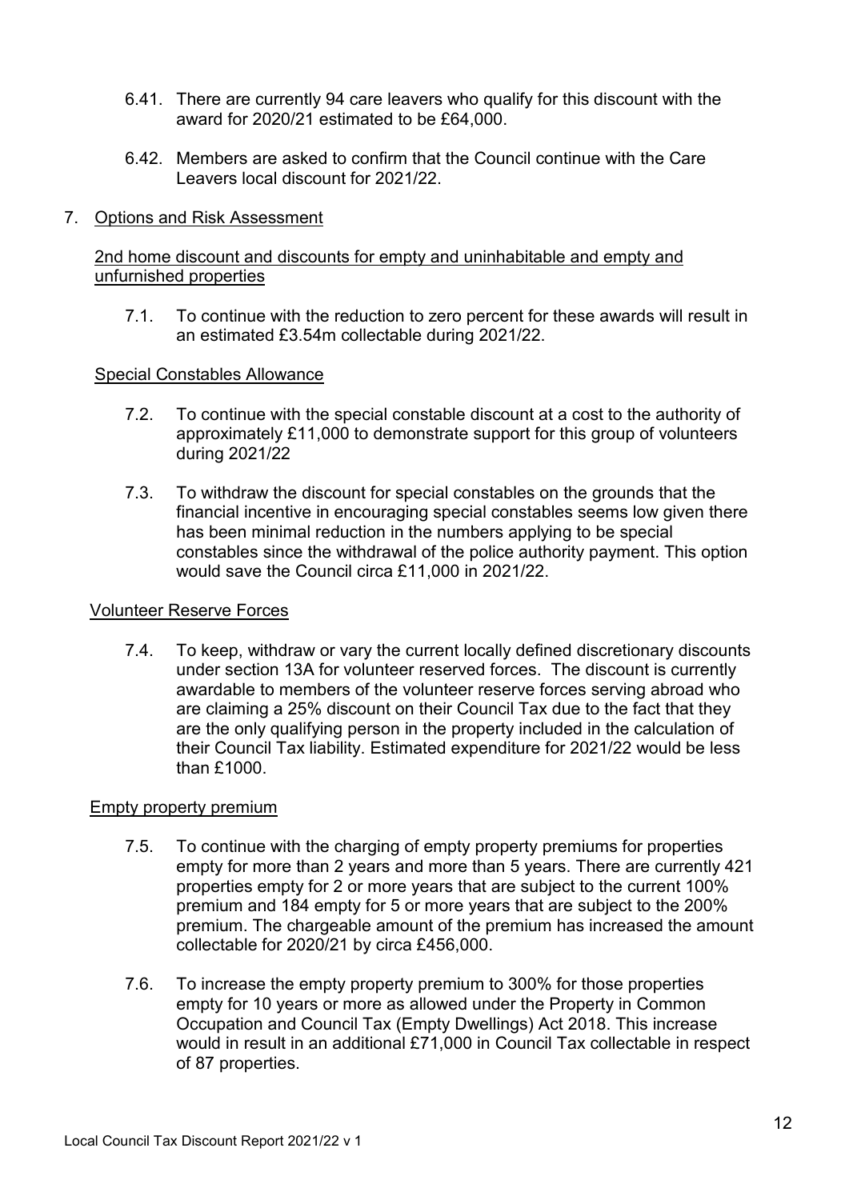6.41. There are currently 94 care leavers who qualify for this discount with the award for 2020/21 estimated to be £64,000.

6.42. Members are asked to confirm that the Council continue with the Care Leavers local discount for 2021/22.

## 7. Options and Risk Assessment

### 2nd home discount and discounts for empty and uninhabitable and empty and unfurnished properties

7.1. To continue with the reduction to zero percent for these awards will result in an estimated £3.54m collectable during 2021/22.

### Special Constables Allowance

7.2. To continue with the special constable discount at a cost to the authority of approximately £11,000 to demonstrate support for this group of volunteers during 2021/22

7.3. To withdraw the discount for special constables on the grounds that the financial incentive in encouraging special constables seems low given there has been minimal reduction in the numbers applying to be special constables since the withdrawal of the police authority payment. This option would save the Council circa £11,000 in 2021/22.

### Volunteer Reserve Forces

7.4. To keep, withdraw or vary the current locally defined discretionary discounts under section 13A for volunteer reserved forces. The discount is currently awardable to members of the volunteer reserve forces serving abroad who are claiming a 25% discount on their Council Tax due to the fact that they are the only qualifying person in the property included in the calculation of their Council Tax liability. Estimated expenditure for 2021/22 would be less than £1000.

### Empty property premium

7.5. To continue with the charging of empty property premiums for properties empty for more than 2 years and more than 5 years. There are currently 421 properties empty for 2 or more years that are subject to the current 100% premium and 184 empty for 5 or more years that are subject to the 200% premium. The chargeable amount of the premium has increased the amount collectable for 2020/21 by circa £456,000.

7.6. To increase the empty property premium to 300% for those properties empty for 10 years or more as allowed under the Property in Common Occupation and Council Tax (Empty Dwellings) Act 2018. This increase would in result in an additional £71,000 in Council Tax collectable in respect of 87 properties.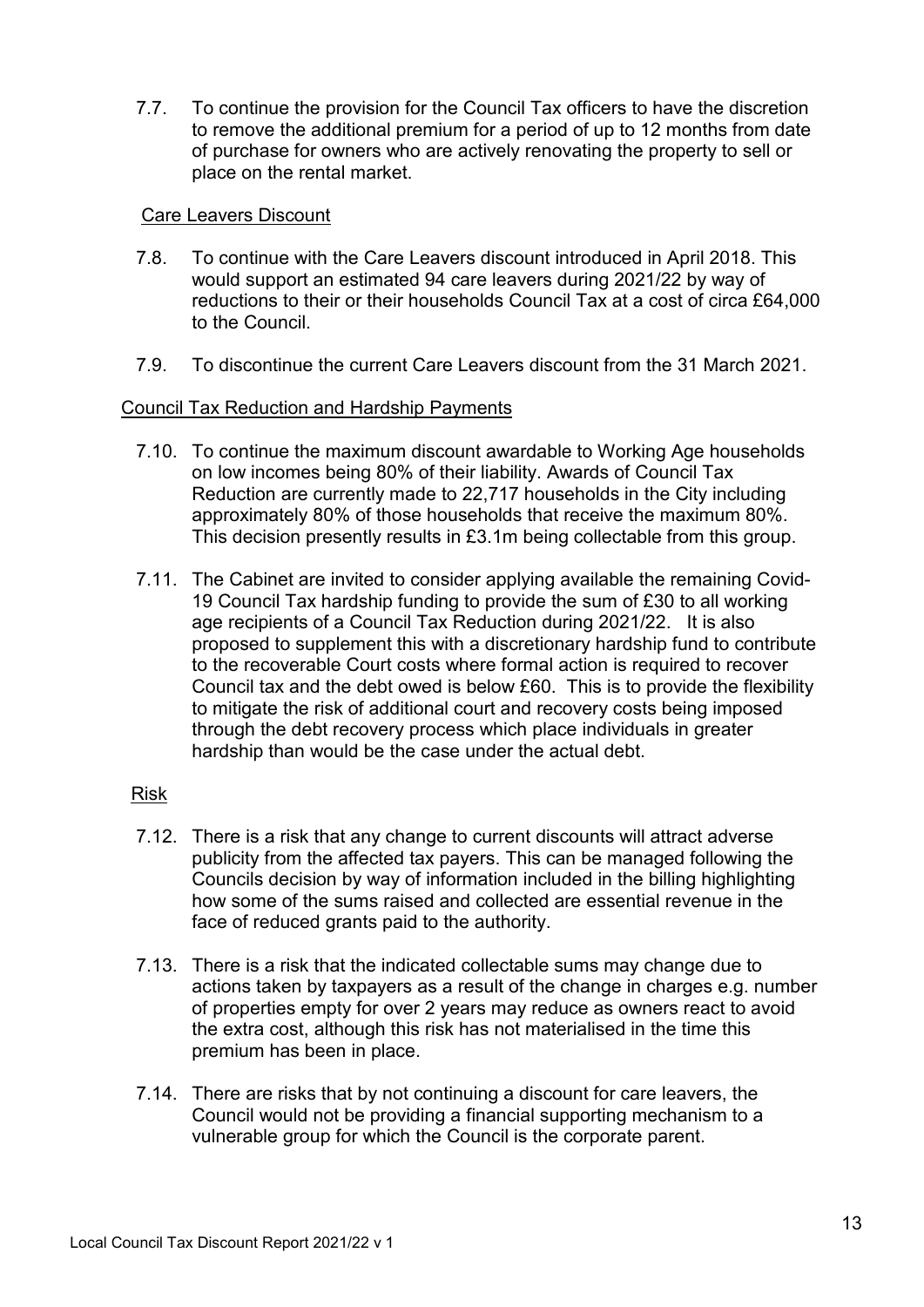7.7. To continue the provision for the Council Tax officers to have the discretion to remove the additional premium for a period of up to 12 months from date of purchase for owners who are actively renovating the property to sell or place on the rental market.

Care Leavers Discount

7.8. To continue with the Care Leavers discount introduced in April 2018. This would support an estimated 94 care leavers during 2021/22 by way of reductions to their or their households Council Tax at a cost of circa £64,000 to the Council.

7.9. To discontinue the current Care Leavers discount from the 31 March 2021.

Council Tax Reduction and Hardship Payments

7.10. To continue the maximum discount awardable to Working Age households on low incomes being 80% of their liability. Awards of Council Tax Reduction are currently made to 22,717 households in the City including approximately 80% of those households that receive the maximum 80%. This decision presently results in £3.1m being collectable from this group.

7.11. The Cabinet are invited to consider applying available the remaining Covid-19 Council Tax hardship funding to provide the sum of £30 to all working age recipients of a Council Tax Reduction during 2021/22. It is also proposed to supplement this with a discretionary hardship fund to contribute to the recoverable Court costs where formal action is required to recover Council tax and the debt owed is below £60. This is to provide the flexibility to mitigate the risk of additional court and recovery costs being imposed through the debt recovery process which place individuals in greater hardship than would be the case under the actual debt.

Risk

7.12. There is a risk that any change to current discounts will attract adverse publicity from the affected tax payers. This can be managed following the Councils decision by way of information included in the billing highlighting how some of the sums raised and collected are essential revenue in the face of reduced grants paid to the authority.

7.13. There is a risk that the indicated collectable sums may change due to actions taken by taxpayers as a result of the change in charges e.g. number of properties empty for over 2 years may reduce as owners react to avoid the extra cost, although this risk has not materialised in the time this premium has been in place.

7.14. There are risks that by not continuing a discount for care leavers, the Council would not be providing a financial supporting mechanism to a vulnerable group for which the Council is the corporate parent.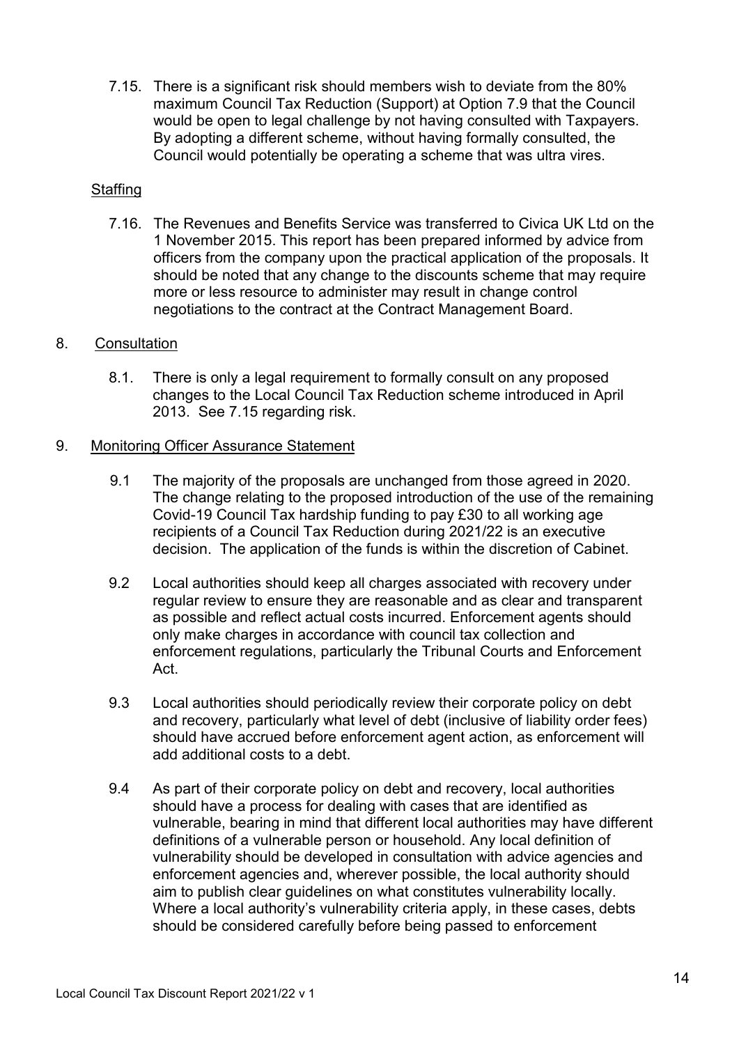7.15. There is a significant risk should members wish to deviate from the 80% maximum Council Tax Reduction (Support) at Option 7.9 that the Council would be open to legal challenge by not having consulted with Taxpayers. By adopting a different scheme, without having formally consulted, the Council would potentially be operating a scheme that was ultra vires.

<u>Staffing</u>

7.16. The Revenues and Benefits Service was transferred to Civica UK Ltd on the 1 November 2015. This report has been prepared informed by advice from officers from the company upon the practical application of the proposals. It should be noted that any change to the discounts scheme that may require more or less resource to administer may result in change control negotiations to the contract at the Contract Management Board.

## 8. Consultation

8.1. There is only a legal requirement to formally consult on any proposed changes to the Local Council Tax Reduction scheme introduced in April 2013. See 7.15 regarding risk.

## 9. Monitoring Officer Assurance Statement

9.1 The majority of the proposals are unchanged from those agreed in 2020. The change relating to the proposed introduction of the use of the remaining Covid-19 Council Tax hardship funding to pay £30 to all working age recipients of a Council Tax Reduction during 2021/22 is an executive decision. The application of the funds is within the discretion of Cabinet.

9.2 Local authorities should keep all charges associated with recovery under regular review to ensure they are reasonable and as clear and transparent as possible and reflect actual costs incurred. Enforcement agents should only make charges in accordance with council tax collection and enforcement regulations, particularly the Tribunal Courts and Enforcement Act.

9.3 Local authorities should periodically review their corporate policy on debt and recovery, particularly what level of debt (inclusive of liability order fees) should have accrued before enforcement agent action, as enforcement will add additional costs to a debt.

9.4 As part of their corporate policy on debt and recovery, local authorities should have a process for dealing with cases that are identified as vulnerable, bearing in mind that different local authorities may have different definitions of a vulnerable person or household. Any local definition of vulnerability should be developed in consultation with advice agencies and enforcement agencies and, wherever possible, the local authority should aim to publish clear guidelines on what constitutes vulnerability locally. Where a local authority's vulnerability criteria apply, in these cases, debts should be considered carefully before being passed to enforcement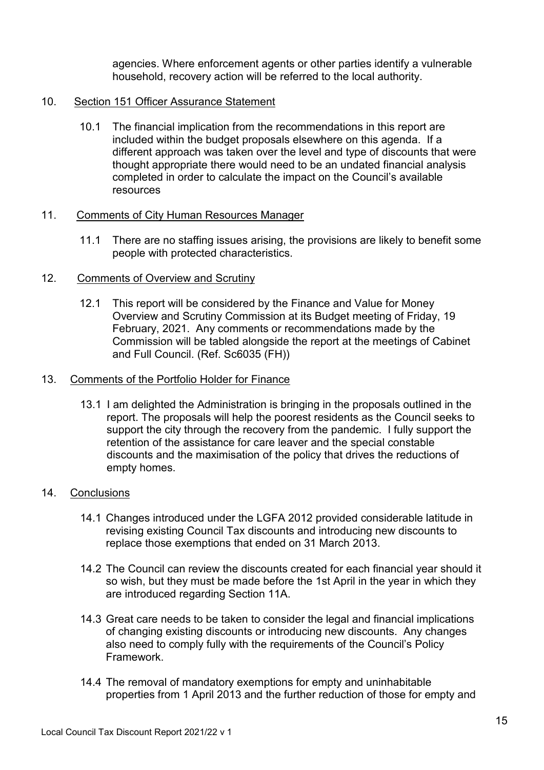agencies. Where enforcement agents or other parties identify a vulnerable household, recovery action will be referred to the local authority.

10. Section 151 Officer Assurance Statement

    10.1 The financial implication from the recommendations in this report are included within the budget proposals elsewhere on this agenda. If a different approach was taken over the level and type of discounts that were thought appropriate there would need to be an undated financial analysis completed in order to calculate the impact on the Council's available resources

11. Comments of City Human Resources Manager

    11.1 There are no staffing issues arising, the provisions are likely to benefit some people with protected characteristics.

12. Comments of Overview and Scrutiny

    12.1 This report will be considered by the Finance and Value for Money Overview and Scrutiny Commission at its Budget meeting of Friday, 19 February, 2021. Any comments or recommendations made by the Commission will be tabled alongside the report at the meetings of Cabinet and Full Council. (Ref. Sc6035 (FH))

13. Comments of the Portfolio Holder for Finance

    13.1 I am delighted the Administration is bringing in the proposals outlined in the report. The proposals will help the poorest residents as the Council seeks to support the city through the recovery from the pandemic. I fully support the retention of the assistance for care leaver and the special constable discounts and the maximisation of the policy that drives the reductions of empty homes.

14. Conclusions

    14.1 Changes introduced under the LGFA 2012 provided considerable latitude in revising existing Council Tax discounts and introducing new discounts to replace those exemptions that ended on 31 March 2013.

    14.2 The Council can review the discounts created for each financial year should it so wish, but they must be made before the 1st April in the year in which they are introduced regarding Section 11A.

    14.3 Great care needs to be taken to consider the legal and financial implications of changing existing discounts or introducing new discounts. Any changes also need to comply fully with the requirements of the Council's Policy Framework.

    14.4 The removal of mandatory exemptions for empty and uninhabitable properties from 1 April 2013 and the further reduction of those for empty and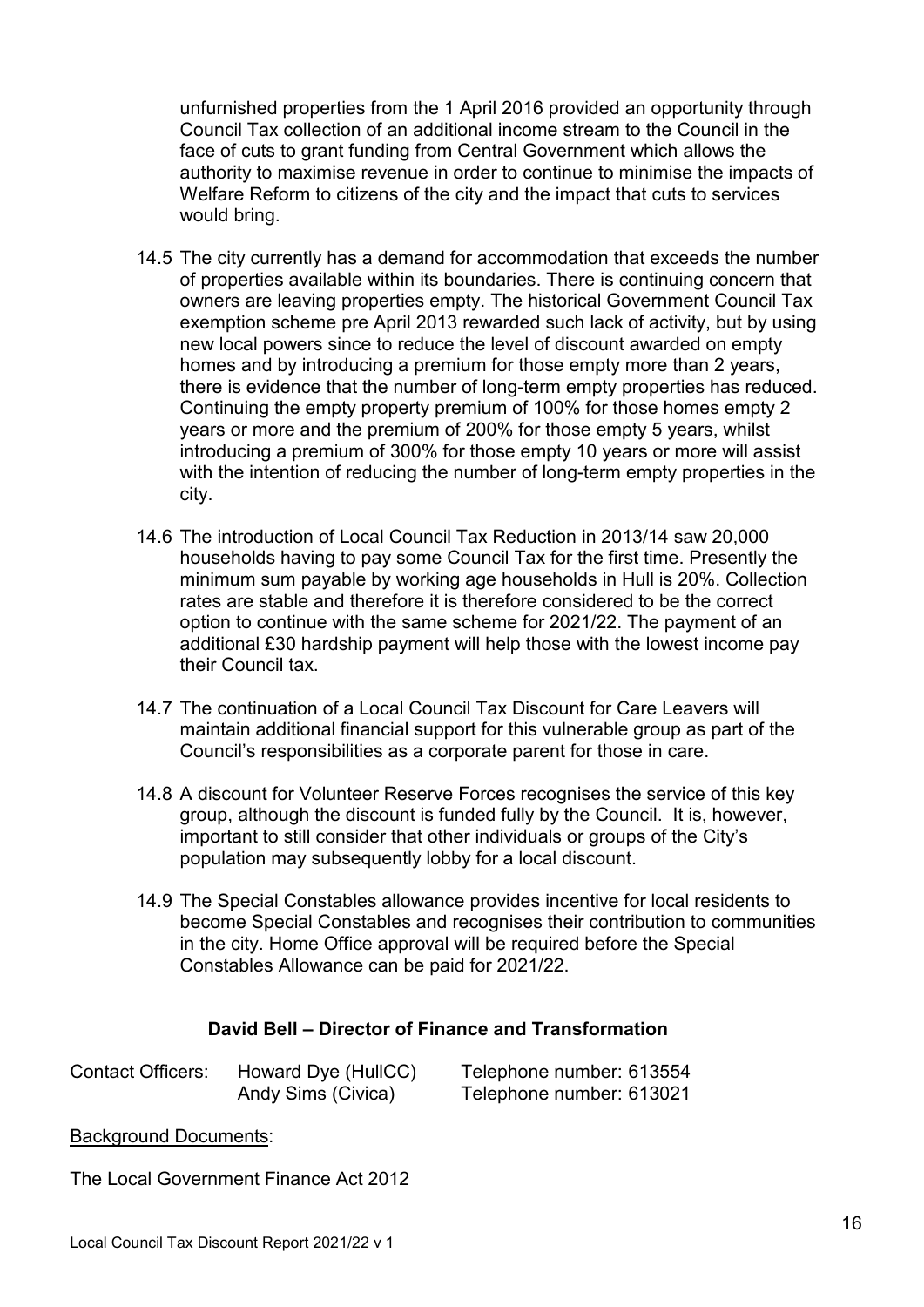unfurnished properties from the 1 April 2016 provided an opportunity through Council Tax collection of an additional income stream to the Council in the face of cuts to grant funding from Central Government which allows the authority to maximise revenue in order to continue to minimise the impacts of Welfare Reform to citizens of the city and the impact that cuts to services would bring.

14.5 The city currently has a demand for accommodation that exceeds the number of properties available within its boundaries. There is continuing concern that owners are leaving properties empty. The historical Government Council Tax exemption scheme pre April 2013 rewarded such lack of activity, but by using new local powers since to reduce the level of discount awarded on empty homes and by introducing a premium for those empty more than 2 years, there is evidence that the number of long-term empty properties has reduced. Continuing the empty property premium of 100% for those homes empty 2 years or more and the premium of 200% for those empty 5 years, whilst introducing a premium of 300% for those empty 10 years or more will assist with the intention of reducing the number of long-term empty properties in the city.

14.6 The introduction of Local Council Tax Reduction in 2013/14 saw 20,000 households having to pay some Council Tax for the first time. Presently the minimum sum payable by working age households in Hull is 20%. Collection rates are stable and therefore it is therefore considered to be the correct option to continue with the same scheme for 2021/22. The payment of an additional £30 hardship payment will help those with the lowest income pay their Council tax.

14.7 The continuation of a Local Council Tax Discount for Care Leavers will maintain additional financial support for this vulnerable group as part of the Council's responsibilities as a corporate parent for those in care.

14.8 A discount for Volunteer Reserve Forces recognises the service of this key group, although the discount is funded fully by the Council. It is, however, important to still consider that other individuals or groups of the City's population may subsequently lobby for a local discount.

14.9 The Special Constables allowance provides incentive for local residents to become Special Constables and recognises their contribution to communities in the city. Home Office approval will be required before the Special Constables Allowance can be paid for 2021/22.

**David Bell – Director of Finance and Transformation**

| Contact Officers: | Howard Dye (HullCC) | Telephone number: 613554 |
|---|---|---|
| | Andy Sims (Civica) | Telephone number: 613021 |

Background Documents:

The Local Government Finance Act 2012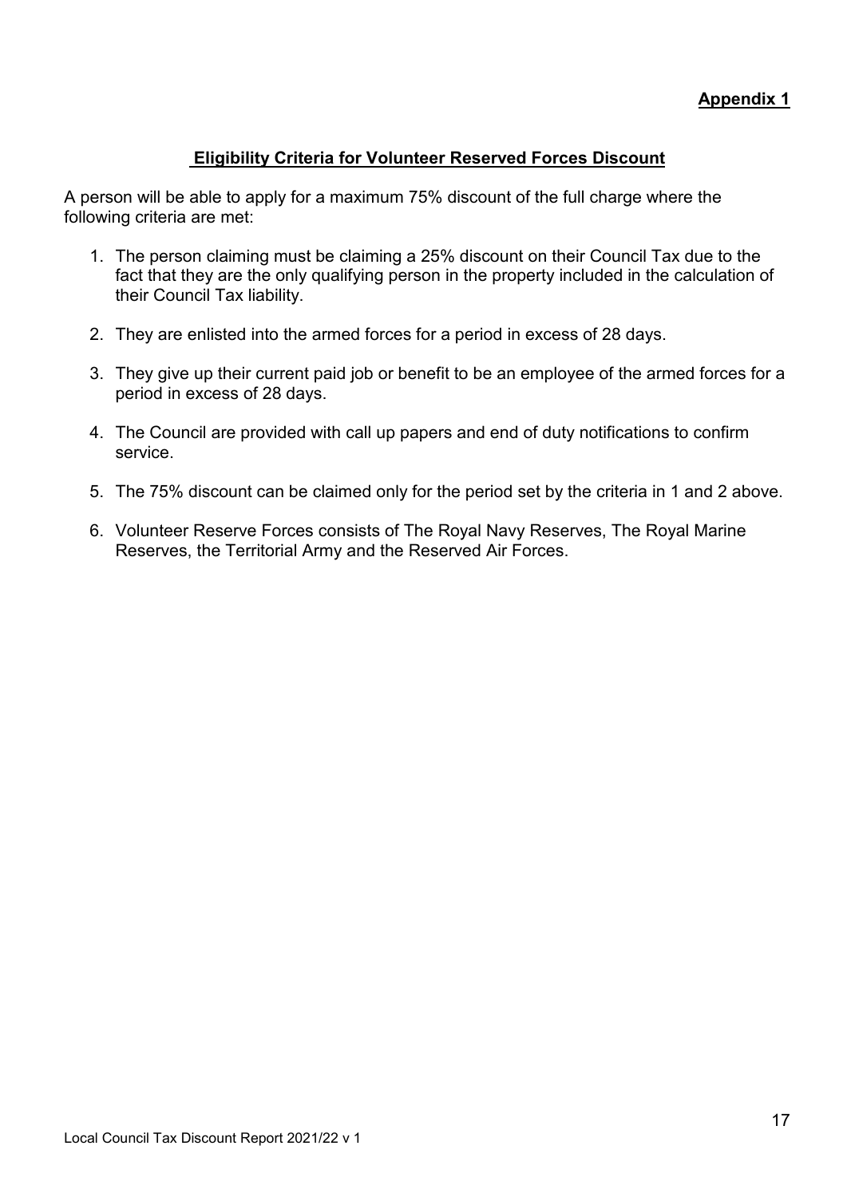**Appendix 1**

## Eligibility Criteria for Volunteer Reserved Forces Discount

A person will be able to apply for a maximum 75% discount of the full charge where the following criteria are met:

1. The person claiming must be claiming a 25% discount on their Council Tax due to the fact that they are the only qualifying person in the property included in the calculation of their Council Tax liability.

2. They are enlisted into the armed forces for a period in excess of 28 days.

3. They give up their current paid job or benefit to be an employee of the armed forces for a period in excess of 28 days.

4. The Council are provided with call up papers and end of duty notifications to confirm service.

5. The 75% discount can be claimed only for the period set by the criteria in 1 and 2 above.

6. Volunteer Reserve Forces consists of The Royal Navy Reserves, The Royal Marine Reserves, the Territorial Army and the Reserved Air Forces.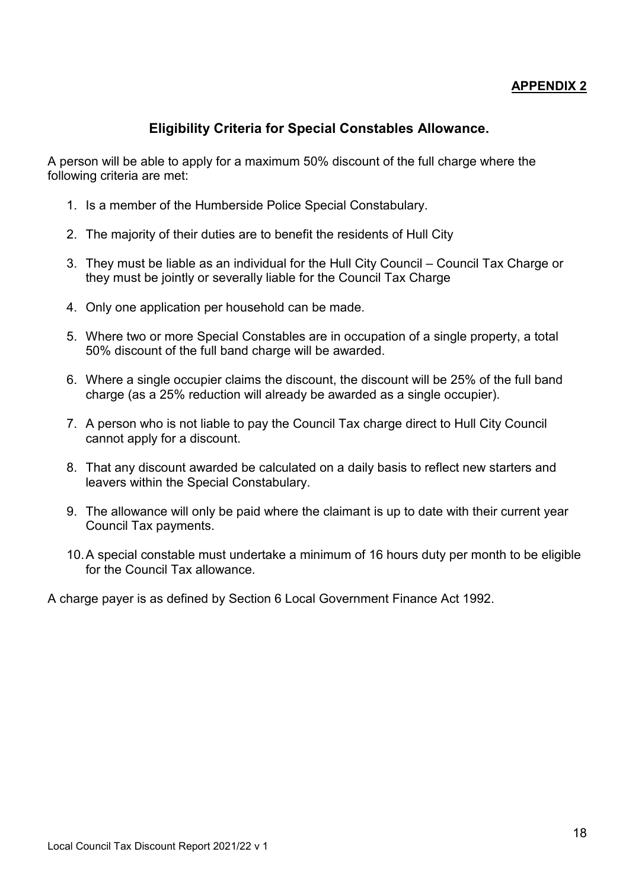**APPENDIX 2**

## Eligibility Criteria for Special Constables Allowance.

A person will be able to apply for a maximum 50% discount of the full charge where the following criteria are met:

1. Is a member of the Humberside Police Special Constabulary.
2. The majority of their duties are to benefit the residents of Hull City
3. They must be liable as an individual for the Hull City Council – Council Tax Charge or they must be jointly or severally liable for the Council Tax Charge
4. Only one application per household can be made.
5. Where two or more Special Constables are in occupation of a single property, a total 50% discount of the full band charge will be awarded.
6. Where a single occupier claims the discount, the discount will be 25% of the full band charge (as a 25% reduction will already be awarded as a single occupier).
7. A person who is not liable to pay the Council Tax charge direct to Hull City Council cannot apply for a discount.
8. That any discount awarded be calculated on a daily basis to reflect new starters and leavers within the Special Constabulary.
9. The allowance will only be paid where the claimant is up to date with their current year Council Tax payments.
10. A special constable must undertake a minimum of 16 hours duty per month to be eligible for the Council Tax allowance.

A charge payer is as defined by Section 6 Local Government Finance Act 1992.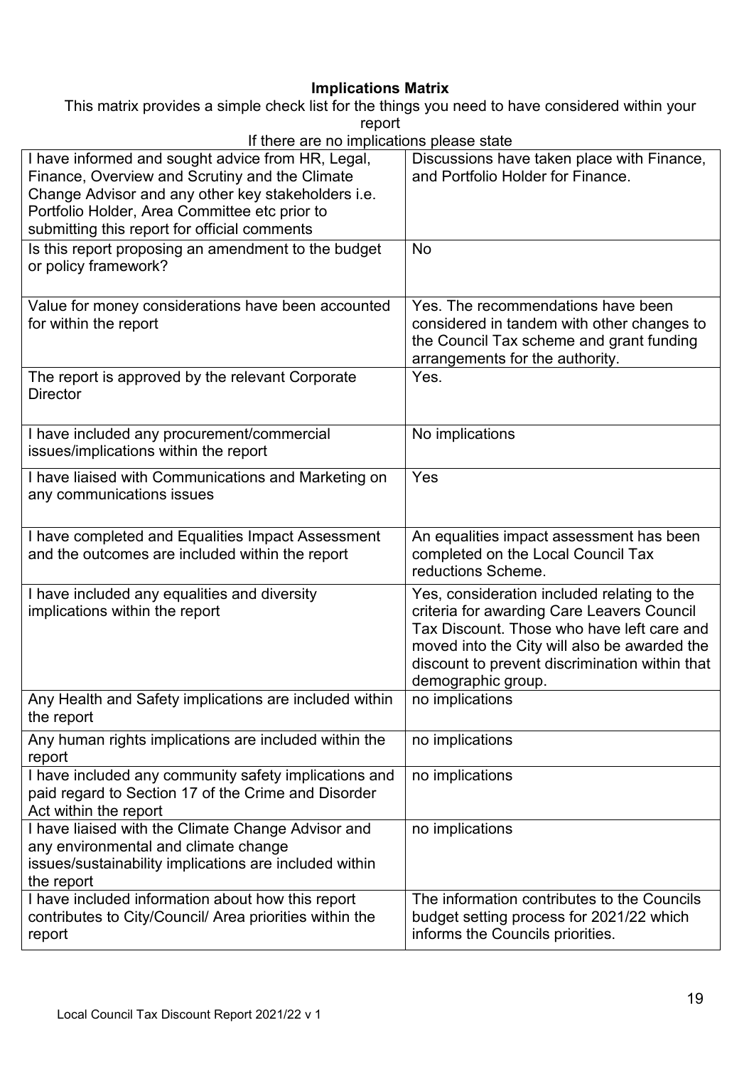**Implications Matrix**

This matrix provides a simple check list for the things you need to have considered within your report

If there are no implications please state

| | |
|---|---|
| I have informed and sought advice from HR, Legal, Finance, Overview and Scrutiny and the Climate Change Advisor and any other key stakeholders i.e. Portfolio Holder, Area Committee etc prior to submitting this report for official comments | Discussions have taken place with Finance, and Portfolio Holder for Finance. |
| Is this report proposing an amendment to the budget or policy framework? | No |
| Value for money considerations have been accounted for within the report | Yes. The recommendations have been considered in tandem with other changes to the Council Tax scheme and grant funding arrangements for the authority. |
| The report is approved by the relevant Corporate Director | Yes. |
| I have included any procurement/commercial issues/implications within the report | No implications |
| I have liaised with Communications and Marketing on any communications issues | Yes |
| I have completed and Equalities Impact Assessment and the outcomes are included within the report | An equalities impact assessment has been completed on the Local Council Tax reductions Scheme. |
| I have included any equalities and diversity implications within the report | Yes, consideration included relating to the criteria for awarding Care Leavers Council Tax Discount. Those who have left care and moved into the City will also be awarded the discount to prevent discrimination within that demographic group. |
| Any Health and Safety implications are included within the report | no implications |
| Any human rights implications are included within the report | no implications |
| I have included any community safety implications and paid regard to Section 17 of the Crime and Disorder Act within the report | no implications |
| I have liaised with the Climate Change Advisor and any environmental and climate change issues/sustainability implications are included within the report | no implications |
| I have included information about how this report contributes to City/Council/ Area priorities within the report | The information contributes to the Councils budget setting process for 2021/22 which informs the Councils priorities. |